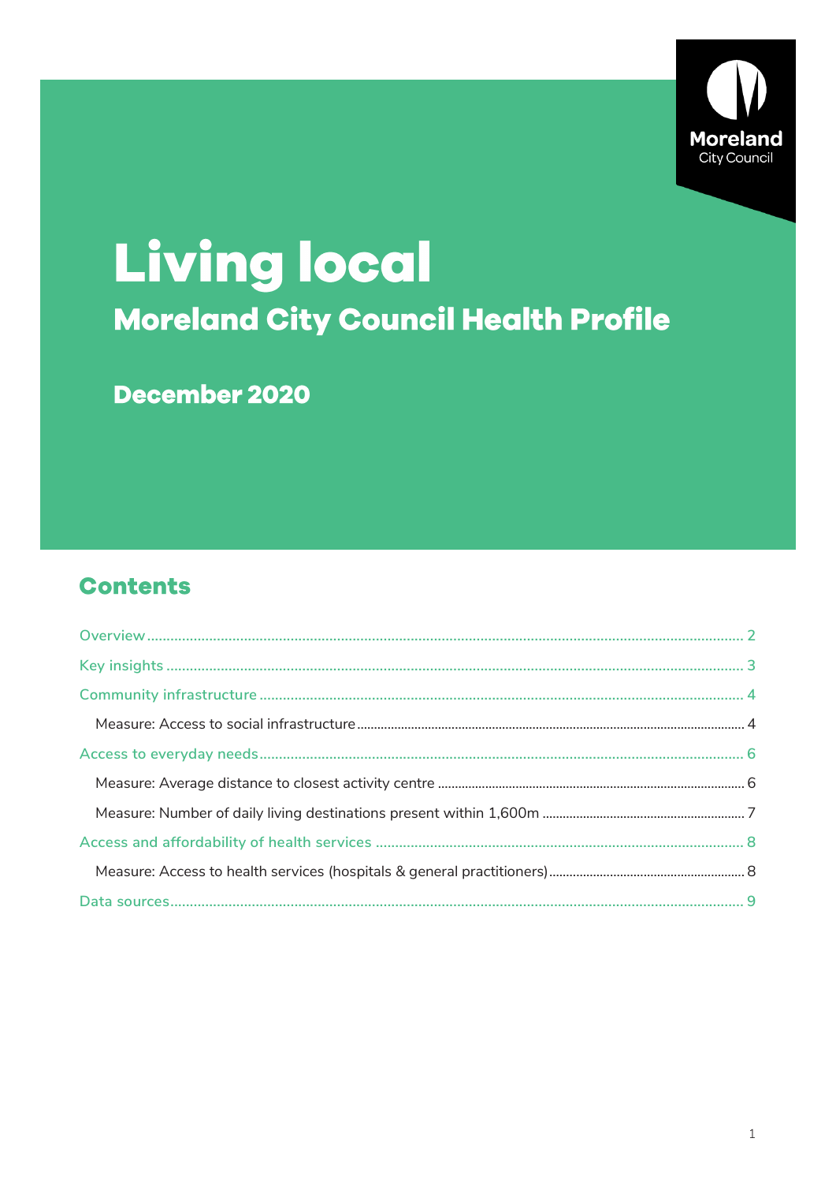Moreland City Council

# Living local

## Moreland City Council Health Profile

### December 2020

## Contents

- Overview ..... 2
- Key insights ..... 3
- Community infrastructure ..... 4
  - Measure: Access to social infrastructure ..... 4
- Access to everyday needs ..... 6
  - Measure: Average distance to closest activity centre ..... 6
  - Measure: Number of daily living destinations present within 1,600m ..... 7
- Access and affordability of health services ..... 8
  - Measure: Access to health services (hospitals & general practitioners) ..... 8
- Data sources ..... 9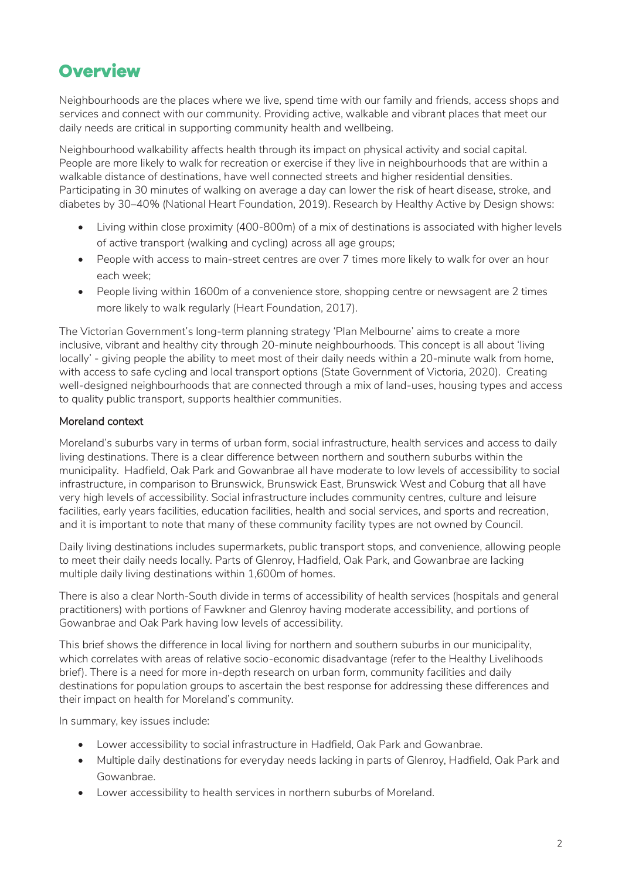# Overview

Neighbourhoods are the places where we live, spend time with our family and friends, access shops and services and connect with our community. Providing active, walkable and vibrant places that meet our daily needs are critical in supporting community health and wellbeing.

Neighbourhood walkability affects health through its impact on physical activity and social capital. People are more likely to walk for recreation or exercise if they live in neighbourhoods that are within a walkable distance of destinations, have well connected streets and higher residential densities. Participating in 30 minutes of walking on average a day can lower the risk of heart disease, stroke, and diabetes by 30–40% (National Heart Foundation, 2019). Research by Healthy Active by Design shows:

- Living within close proximity (400-800m) of a mix of destinations is associated with higher levels of active transport (walking and cycling) across all age groups;
- People with access to main-street centres are over 7 times more likely to walk for over an hour each week;
- People living within 1600m of a convenience store, shopping centre or newsagent are 2 times more likely to walk regularly (Heart Foundation, 2017).

The Victorian Government's long-term planning strategy 'Plan Melbourne' aims to create a more inclusive, vibrant and healthy city through 20-minute neighbourhoods. This concept is all about 'living locally' - giving people the ability to meet most of their daily needs within a 20-minute walk from home, with access to safe cycling and local transport options (State Government of Victoria, 2020). Creating well-designed neighbourhoods that are connected through a mix of land-uses, housing types and access to quality public transport, supports healthier communities.

## Moreland context

Moreland's suburbs vary in terms of urban form, social infrastructure, health services and access to daily living destinations. There is a clear difference between northern and southern suburbs within the municipality. Hadfield, Oak Park and Gowanbrae all have moderate to low levels of accessibility to social infrastructure, in comparison to Brunswick, Brunswick East, Brunswick West and Coburg that all have very high levels of accessibility. Social infrastructure includes community centres, culture and leisure facilities, early years facilities, education facilities, health and social services, and sports and recreation, and it is important to note that many of these community facility types are not owned by Council.

Daily living destinations includes supermarkets, public transport stops, and convenience, allowing people to meet their daily needs locally. Parts of Glenroy, Hadfield, Oak Park, and Gowanbrae are lacking multiple daily living destinations within 1,600m of homes.

There is also a clear North-South divide in terms of accessibility of health services (hospitals and general practitioners) with portions of Fawkner and Glenroy having moderate accessibility, and portions of Gowanbrae and Oak Park having low levels of accessibility.

This brief shows the difference in local living for northern and southern suburbs in our municipality, which correlates with areas of relative socio-economic disadvantage (refer to the Healthy Livelihoods brief). There is a need for more in-depth research on urban form, community facilities and daily destinations for population groups to ascertain the best response for addressing these differences and their impact on health for Moreland's community.

In summary, key issues include:

- Lower accessibility to social infrastructure in Hadfield, Oak Park and Gowanbrae.
- Multiple daily destinations for everyday needs lacking in parts of Glenroy, Hadfield, Oak Park and Gowanbrae.
- Lower accessibility to health services in northern suburbs of Moreland.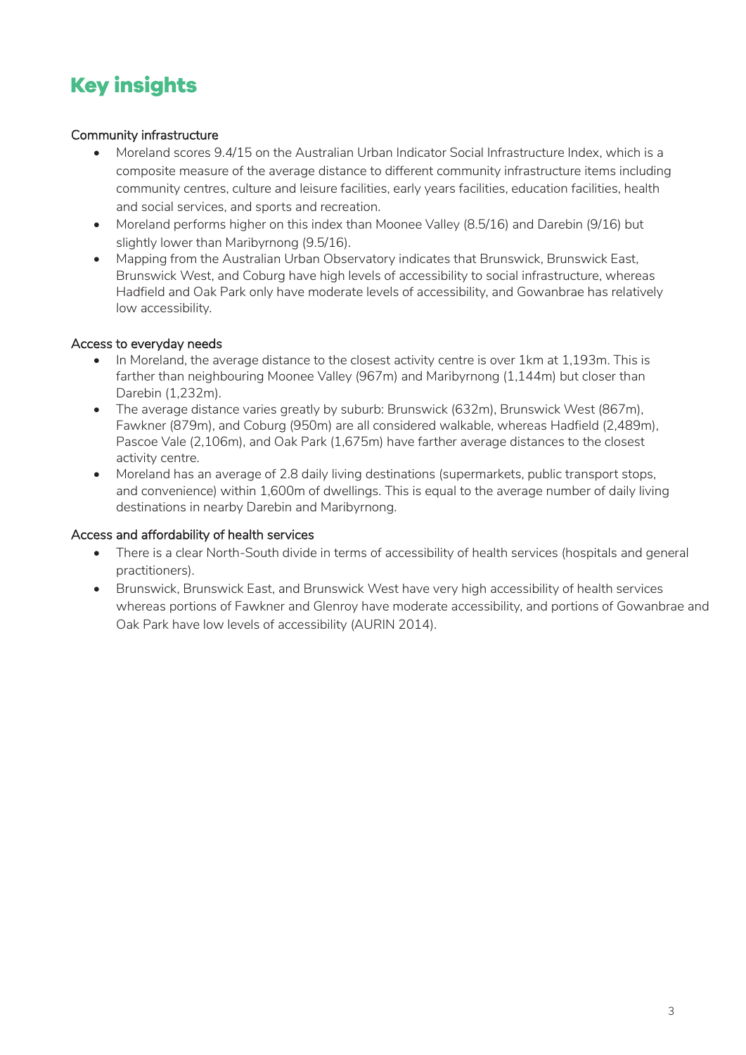# Key insights

### Community infrastructure

- Moreland scores 9.4/15 on the Australian Urban Indicator Social Infrastructure Index, which is a composite measure of the average distance to different community infrastructure items including community centres, culture and leisure facilities, early years facilities, education facilities, health and social services, and sports and recreation.
- Moreland performs higher on this index than Moonee Valley (8.5/16) and Darebin (9/16) but slightly lower than Maribyrnong (9.5/16).
- Mapping from the Australian Urban Observatory indicates that Brunswick, Brunswick East, Brunswick West, and Coburg have high levels of accessibility to social infrastructure, whereas Hadfield and Oak Park only have moderate levels of accessibility, and Gowanbrae has relatively low accessibility.

### Access to everyday needs

- In Moreland, the average distance to the closest activity centre is over 1km at 1,193m. This is farther than neighbouring Moonee Valley (967m) and Maribyrnong (1,144m) but closer than Darebin (1,232m).
- The average distance varies greatly by suburb: Brunswick (632m), Brunswick West (867m), Fawkner (879m), and Coburg (950m) are all considered walkable, whereas Hadfield (2,489m), Pascoe Vale (2,106m), and Oak Park (1,675m) have farther average distances to the closest activity centre.
- Moreland has an average of 2.8 daily living destinations (supermarkets, public transport stops, and convenience) within 1,600m of dwellings. This is equal to the average number of daily living destinations in nearby Darebin and Maribyrnong.

### Access and affordability of health services

- There is a clear North-South divide in terms of accessibility of health services (hospitals and general practitioners).
- Brunswick, Brunswick East, and Brunswick West have very high accessibility of health services whereas portions of Fawkner and Glenroy have moderate accessibility, and portions of Gowanbrae and Oak Park have low levels of accessibility (AURIN 2014).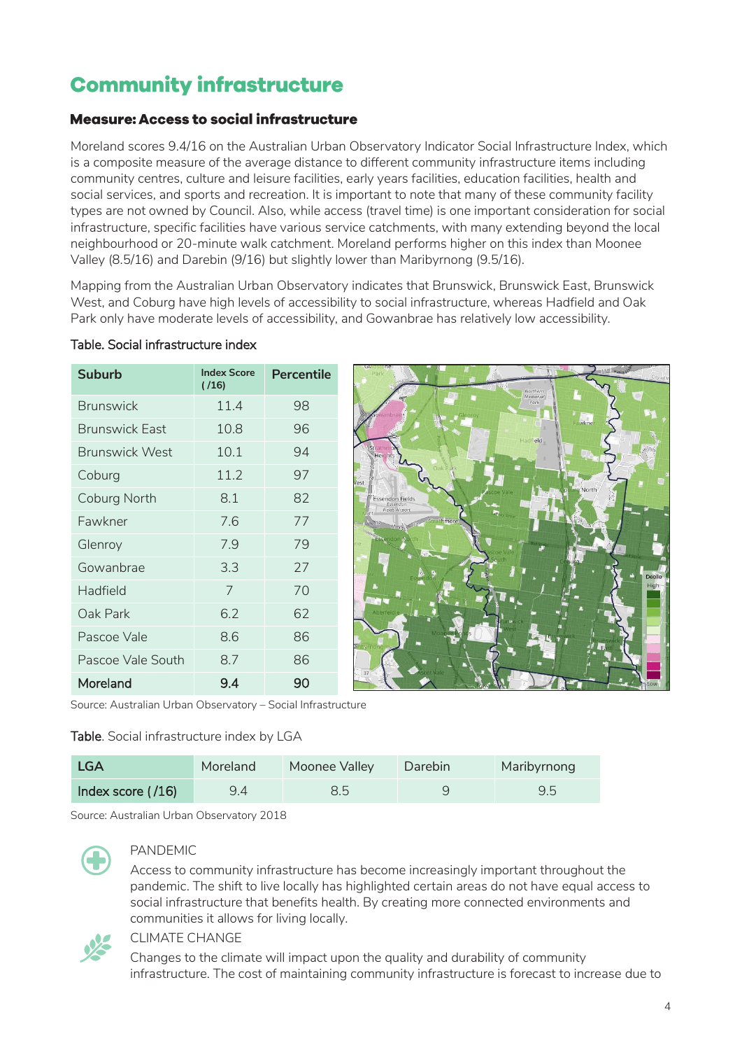# Community infrastructure

### Measure: Access to social infrastructure

Moreland scores 9.4/16 on the Australian Urban Observatory Indicator Social Infrastructure Index, which is a composite measure of the average distance to different community infrastructure items including community centres, culture and leisure facilities, early years facilities, education facilities, health and social services, and sports and recreation. It is important to note that many of these community facility types are not owned by Council. Also, while access (travel time) is one important consideration for social infrastructure, specific facilities have various service catchments, with many extending beyond the local neighbourhood or 20-minute walk catchment. Moreland performs higher on this index than Moonee Valley (8.5/16) and Darebin (9/16) but slightly lower than Maribyrnong (9.5/16).

Mapping from the Australian Urban Observatory indicates that Brunswick, Brunswick East, Brunswick West, and Coburg have high levels of accessibility to social infrastructure, whereas Hadfield and Oak Park only have moderate levels of accessibility, and Gowanbrae has relatively low accessibility.

Table. Social infrastructure index

| Suburb | Index Score ( /16) | Percentile |
|---|---|---|
| Brunswick | 11.4 | 98 |
| Brunswick East | 10.8 | 96 |
| Brunswick West | 10.1 | 94 |
| Coburg | 11.2 | 97 |
| Coburg North | 8.1 | 82 |
| Fawkner | 7.6 | 77 |
| Glenroy | 7.9 | 79 |
| Gowanbrae | 3.3 | 27 |
| Hadfield | 7 | 70 |
| Oak Park | 6.2 | 62 |
| Pascoe Vale | 8.6 | 86 |
| Pascoe Vale South | 8.7 | 86 |
| **Moreland** | **9.4** | **90** |

Source: Australian Urban Observatory – Social Infrastructure

Table. Social infrastructure index by LGA

| LGA | Moreland | Moonee Valley | Darebin | Maribyrnong |
|---|---|---|---|---|
| Index score ( /16) | 9.4 | 8.5 | 9 | 9.5 |

Source: Australian Urban Observatory 2018

PANDEMIC

Access to community infrastructure has become increasingly important throughout the pandemic. The shift to live locally has highlighted certain areas do not have equal access to social infrastructure that benefits health. By creating more connected environments and communities it allows for living locally.

CLIMATE CHANGE

Changes to the climate will impact upon the quality and durability of community infrastructure. The cost of maintaining community infrastructure is forecast to increase due to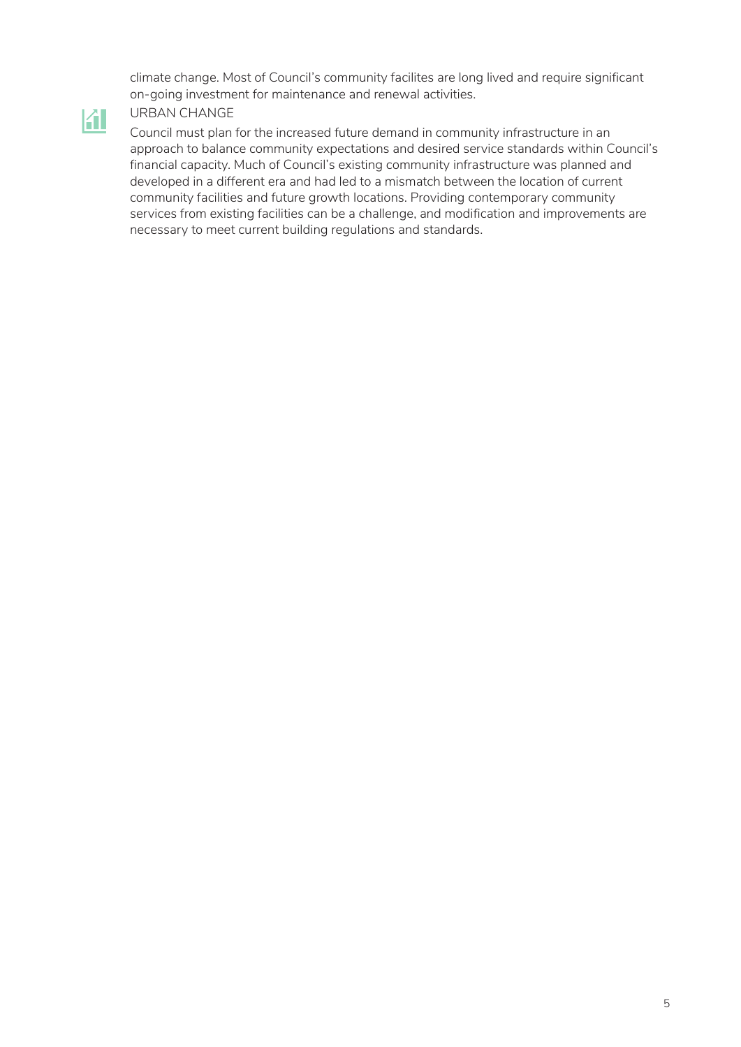climate change. Most of Council's community facilites are long lived and require significant on-going investment for maintenance and renewal activities.

### URBAN CHANGE

Council must plan for the increased future demand in community infrastructure in an approach to balance community expectations and desired service standards within Council's financial capacity. Much of Council's existing community infrastructure was planned and developed in a different era and had led to a mismatch between the location of current community facilities and future growth locations. Providing contemporary community services from existing facilities can be a challenge, and modification and improvements are necessary to meet current building regulations and standards.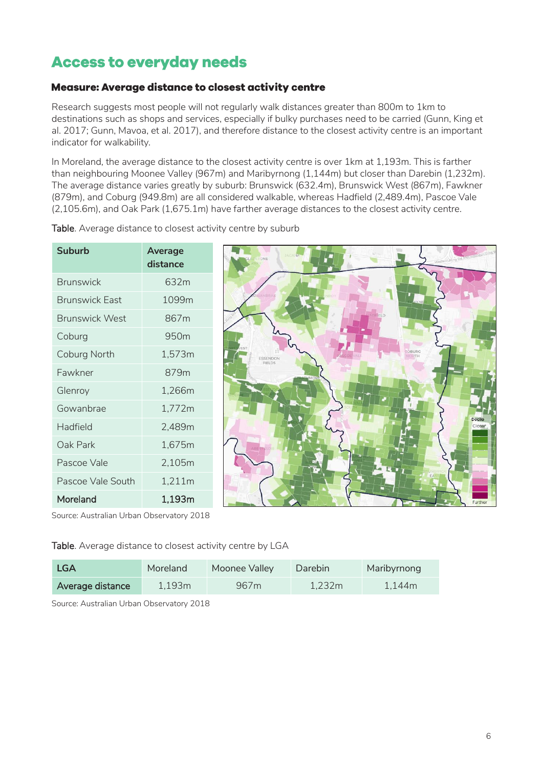## Access to everyday needs

### Measure: Average distance to closest activity centre

Research suggests most people will not regularly walk distances greater than 800m to 1km to destinations such as shops and services, especially if bulky purchases need to be carried (Gunn, King et al. 2017; Gunn, Mavoa, et al. 2017), and therefore distance to the closest activity centre is an important indicator for walkability.

In Moreland, the average distance to the closest activity centre is over 1km at 1,193m. This is farther than neighbouring Moonee Valley (967m) and Maribyrnong (1,144m) but closer than Darebin (1,232m). The average distance varies greatly by suburb: Brunswick (632.4m), Brunswick West (867m), Fawkner (879m), and Coburg (949.8m) are all considered walkable, whereas Hadfield (2,489.4m), Pascoe Vale (2,105.6m), and Oak Park (1,675.1m) have farther average distances to the closest activity centre.

Table. Average distance to closest activity centre by suburb

| Suburb | Average distance |
| --- | --- |
| Brunswick | 632m |
| Brunswick East | 1099m |
| Brunswick West | 867m |
| Coburg | 950m |
| Coburg North | 1,573m |
| Fawkner | 879m |
| Glenroy | 1,266m |
| Gowanbrae | 1,772m |
| Hadfield | 2,489m |
| Oak Park | 1,675m |
| Pascoe Vale | 2,105m |
| Pascoe Vale South | 1,211m |
| **Moreland** | **1,193m** |

Source: Australian Urban Observatory 2018

Table. Average distance to closest activity centre by LGA

| LGA | Moreland | Moonee Valley | Darebin | Maribyrnong |
| --- | --- | --- | --- | --- |
| Average distance | 1,193m | 967m | 1,232m | 1,144m |

Source: Australian Urban Observatory 2018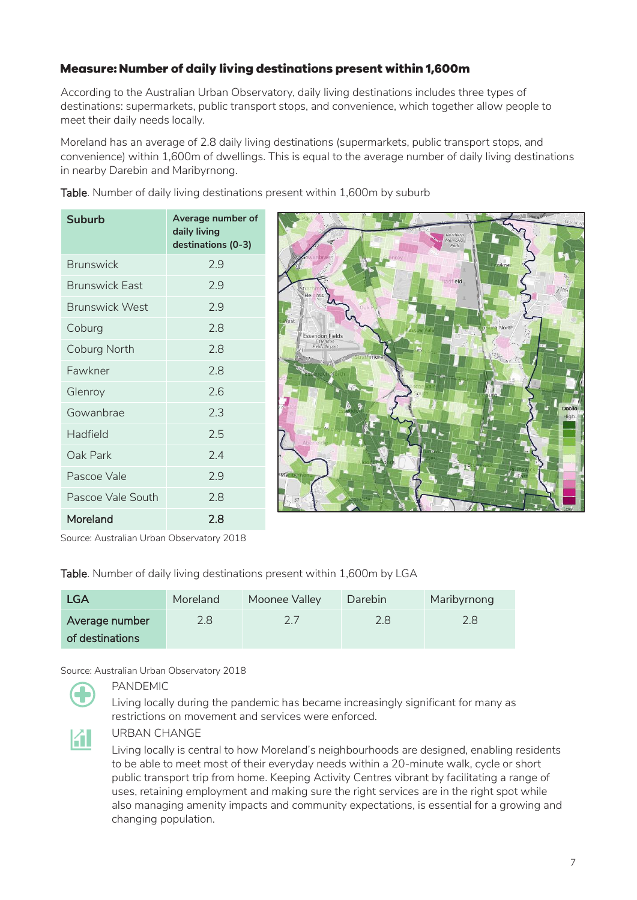### Measure: Number of daily living destinations present within 1,600m

According to the Australian Urban Observatory, daily living destinations includes three types of destinations: supermarkets, public transport stops, and convenience, which together allow people to meet their daily needs locally.

Moreland has an average of 2.8 daily living destinations (supermarkets, public transport stops, and convenience) within 1,600m of dwellings. This is equal to the average number of daily living destinations in nearby Darebin and Maribyrnong.

**Table**. Number of daily living destinations present within 1,600m by suburb

| Suburb | Average number of daily living destinations (0-3) |
|---|---|
| Brunswick | 2.9 |
| Brunswick East | 2.9 |
| Brunswick West | 2.9 |
| Coburg | 2.8 |
| Coburg North | 2.8 |
| Fawkner | 2.8 |
| Glenroy | 2.6 |
| Gowanbrae | 2.3 |
| Hadfield | 2.5 |
| Oak Park | 2.4 |
| Pascoe Vale | 2.9 |
| Pascoe Vale South | 2.8 |
| **Moreland** | **2.8** |

Source: Australian Urban Observatory 2018

**Table**. Number of daily living destinations present within 1,600m by LGA

| LGA | Moreland | Moonee Valley | Darebin | Maribyrnong |
|---|---|---|---|---|
| Average number of destinations | 2.8 | 2.7 | 2.8 | 2.8 |

Source: Australian Urban Observatory 2018

PANDEMIC

Living locally during the pandemic has became increasingly significant for many as restrictions on movement and services were enforced.

URBAN CHANGE

Living locally is central to how Moreland's neighbourhoods are designed, enabling residents to be able to meet most of their everyday needs within a 20-minute walk, cycle or short public transport trip from home. Keeping Activity Centres vibrant by facilitating a range of uses, retaining employment and making sure the right services are in the right spot while also managing amenity impacts and community expectations, is essential for a growing and changing population.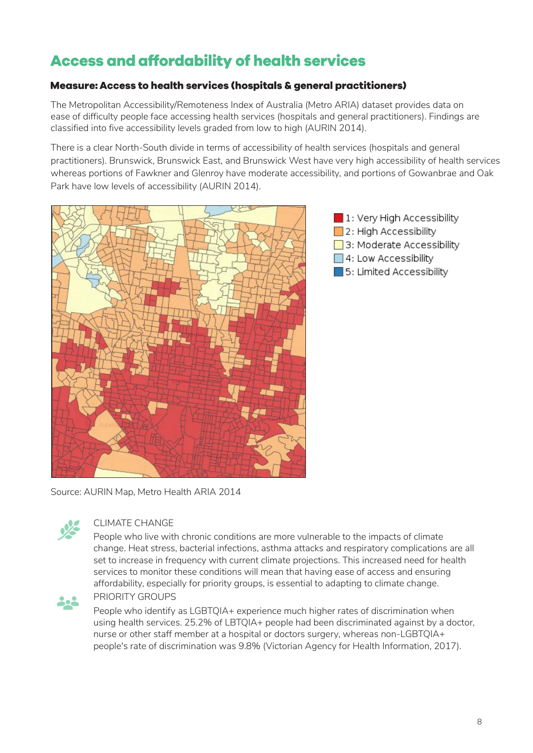# Access and affordability of health services

### Measure: Access to health services (hospitals & general practitioners)

The Metropolitan Accessibility/Remoteness Index of Australia (Metro ARIA) dataset provides data on ease of difficulty people face accessing health services (hospitals and general practitioners). Findings are classified into five accessibility levels graded from low to high (AURIN 2014).

There is a clear North-South divide in terms of accessibility of health services (hospitals and general practitioners). Brunswick, Brunswick East, and Brunswick West have very high accessibility of health services whereas portions of Fawkner and Glenroy have moderate accessibility, and portions of Gowanbrae and Oak Park have low levels of accessibility (AURIN 2014).

- 1: Very High Accessibility
- 2: High Accessibility
- 3: Moderate Accessibility
- 4: Low Accessibility
- 5: Limited Accessibility

Source: AURIN Map, Metro Health ARIA 2014

CLIMATE CHANGE

People who live with chronic conditions are more vulnerable to the impacts of climate change. Heat stress, bacterial infections, asthma attacks and respiratory complications are all set to increase in frequency with current climate projections. This increased need for health services to monitor these conditions will mean that having ease of access and ensuring affordability, especially for priority groups, is essential to adapting to climate change.

PRIORITY GROUPS

People who identify as LGBTQIA+ experience much higher rates of discrimination when using health services. 25.2% of LBTQIA+ people had been discriminated against by a doctor, nurse or other staff member at a hospital or doctors surgery, whereas non-LGBTQIA+ people's rate of discrimination was 9.8% (Victorian Agency for Health Information, 2017).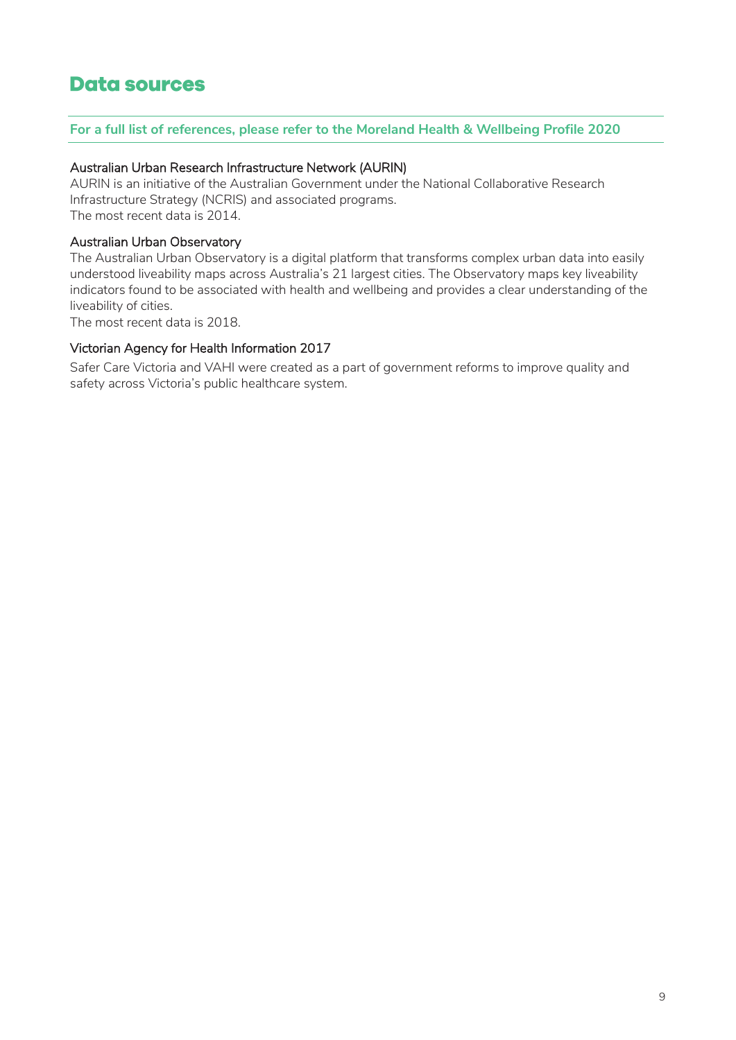# Data sources

**For a full list of references, please refer to the Moreland Health & Wellbeing Profile 2020**

### Australian Urban Research Infrastructure Network (AURIN)

AURIN is an initiative of the Australian Government under the National Collaborative Research Infrastructure Strategy (NCRIS) and associated programs.
The most recent data is 2014.

### Australian Urban Observatory

The Australian Urban Observatory is a digital platform that transforms complex urban data into easily understood liveability maps across Australia's 21 largest cities. The Observatory maps key liveability indicators found to be associated with health and wellbeing and provides a clear understanding of the liveability of cities.
The most recent data is 2018.

### Victorian Agency for Health Information 2017

Safer Care Victoria and VAHI were created as a part of government reforms to improve quality and safety across Victoria's public healthcare system.